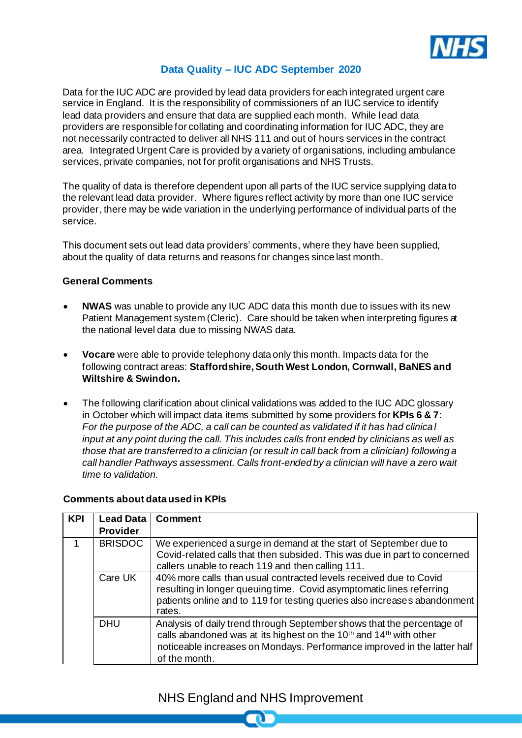## Data Quality – IUC ADC September 2020

Data for the IUC ADC are provided by lead data providers for each integrated urgent care service in England. It is the responsibility of commissioners of an IUC service to identify lead data providers and ensure that data are supplied each month. While lead data providers are responsible for collating and coordinating information for IUC ADC, they are not necessarily contracted to deliver all NHS 111 and out of hours services in the contract area. Integrated Urgent Care is provided by a variety of organisations, including ambulance services, private companies, not for profit organisations and NHS Trusts.

The quality of data is therefore dependent upon all parts of the IUC service supplying data to the relevant lead data provider. Where figures reflect activity by more than one IUC service provider, there may be wide variation in the underlying performance of individual parts of the service.

This document sets out lead data providers' comments, where they have been supplied, about the quality of data returns and reasons for changes since last month.

### General Comments

- **NWAS** was unable to provide any IUC ADC data this month due to issues with its new Patient Management system (Cleric). Care should be taken when interpreting figures at the national level data due to missing NWAS data.
- **Vocare** were able to provide telephony data only this month. Impacts data for the following contract areas: **Staffordshire, South West London, Cornwall, BaNES and Wiltshire & Swindon.**
- The following clarification about clinical validations was added to the IUC ADC glossary in October which will impact data items submitted by some providers for **KPIs 6 & 7**: *For the purpose of the ADC, a call can be counted as validated if it has had clinical input at any point during the call. This includes calls front ended by clinicians as well as those that are transferred to a clinician (or result in call back from a clinician) following a call handler Pathways assessment. Calls front-ended by a clinician will have a zero wait time to validation.*

### Comments about data used in KPIs

| KPI | Lead Data Provider | Comment |
|---|---|---|
| 1 | BRISDOC | We experienced a surge in demand at the start of September due to Covid-related calls that then subsided. This was due in part to concerned callers unable to reach 119 and then calling 111. |
| | Care UK | 40% more calls than usual contracted levels received due to Covid resulting in longer queuing time. Covid asymptomatic lines referring patients online and to 119 for testing queries also increases abandonment rates. |
| | DHU | Analysis of daily trend through September shows that the percentage of calls abandoned was at its highest on the 10th and 14th with other noticeable increases on Mondays. Performance improved in the latter half of the month. |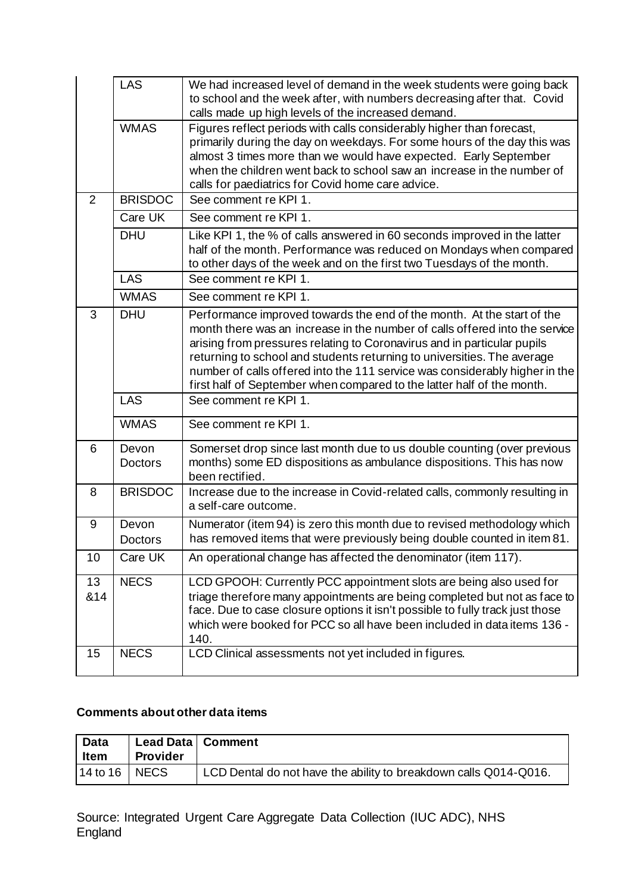| | | |
|---|---|---|
| | LAS | We had increased level of demand in the week students were going back to school and the week after, with numbers decreasing after that. Covid calls made up high levels of the increased demand. |
| | WMAS | Figures reflect periods with calls considerably higher than forecast, primarily during the day on weekdays. For some hours of the day this was almost 3 times more than we would have expected. Early September when the children went back to school saw an increase in the number of calls for paediatrics for Covid home care advice. |
| 2 | BRISDOC | See comment re KPI 1. |
| | Care UK | See comment re KPI 1. |
| | DHU | Like KPI 1, the % of calls answered in 60 seconds improved in the latter half of the month. Performance was reduced on Mondays when compared to other days of the week and on the first two Tuesdays of the month. |
| | LAS | See comment re KPI 1. |
| | WMAS | See comment re KPI 1. |
| 3 | DHU | Performance improved towards the end of the month. At the start of the month there was an increase in the number of calls offered into the service arising from pressures relating to Coronavirus and in particular pupils returning to school and students returning to universities. The average number of calls offered into the 111 service was considerably higher in the first half of September when compared to the latter half of the month. |
| | LAS | See comment re KPI 1. |
| | WMAS | See comment re KPI 1. |
| 6 | Devon Doctors | Somerset drop since last month due to us double counting (over previous months) some ED dispositions as ambulance dispositions. This has now been rectified. |
| 8 | BRISDOC | Increase due to the increase in Covid-related calls, commonly resulting in a self-care outcome. |
| 9 | Devon Doctors | Numerator (item 94) is zero this month due to revised methodology which has removed items that were previously being double counted in item 81. |
| 10 | Care UK | An operational change has affected the denominator (item 117). |
| 13 &14 | NECS | LCD GPOOH: Currently PCC appointment slots are being also used for triage therefore many appointments are being completed but not as face to face. Due to case closure options it isn't possible to fully track just those which were booked for PCC so all have been included in data items 136 - 140. |
| 15 | NECS | LCD Clinical assessments not yet included in figures. |

**Comments about other data items**

| Data Item | Lead Data Provider | Comment |
|---|---|---|
| 14 to 16 | NECS | LCD Dental do not have the ability to breakdown calls Q014-Q016. |

Source: Integrated Urgent Care Aggregate Data Collection (IUC ADC), NHS England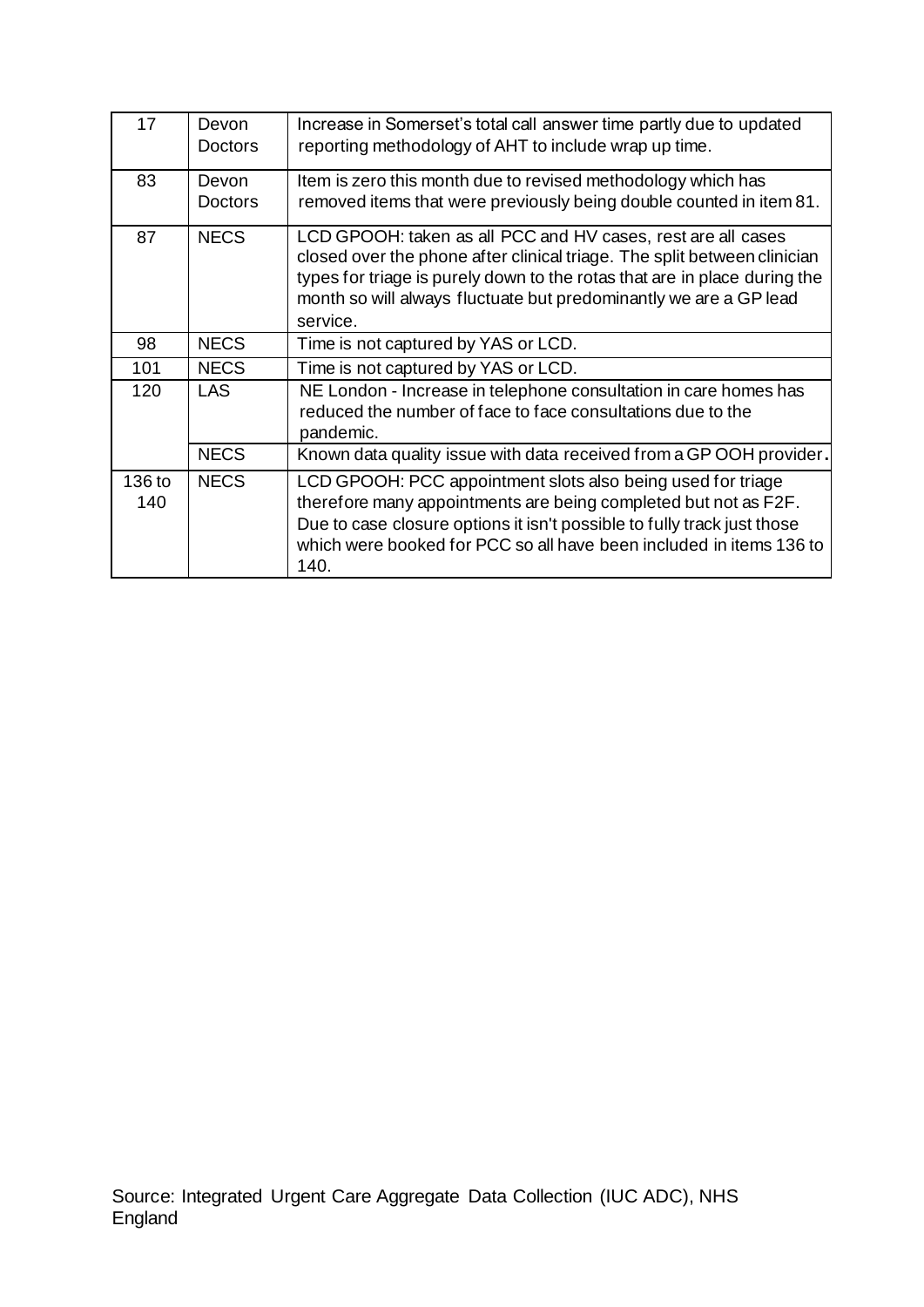| | | |
|---|---|---|
| 17 | Devon Doctors | Increase in Somerset's total call answer time partly due to updated reporting methodology of AHT to include wrap up time. |
| 83 | Devon Doctors | Item is zero this month due to revised methodology which has removed items that were previously being double counted in item 81. |
| 87 | NECS | LCD GPOOH: taken as all PCC and HV cases, rest are all cases closed over the phone after clinical triage. The split between clinician types for triage is purely down to the rotas that are in place during the month so will always fluctuate but predominantly we are a GP lead service. |
| 98 | NECS | Time is not captured by YAS or LCD. |
| 101 | NECS | Time is not captured by YAS or LCD. |
| 120 | LAS | NE London - Increase in telephone consultation in care homes has reduced the number of face to face consultations due to the pandemic. |
| | NECS | Known data quality issue with data received from a GP OOH provider. |
| 136 to 140 | NECS | LCD GPOOH: PCC appointment slots also being used for triage therefore many appointments are being completed but not as F2F. Due to case closure options it isn't possible to fully track just those which were booked for PCC so all have been included in items 136 to 140. |

Source: Integrated Urgent Care Aggregate Data Collection (IUC ADC), NHS England